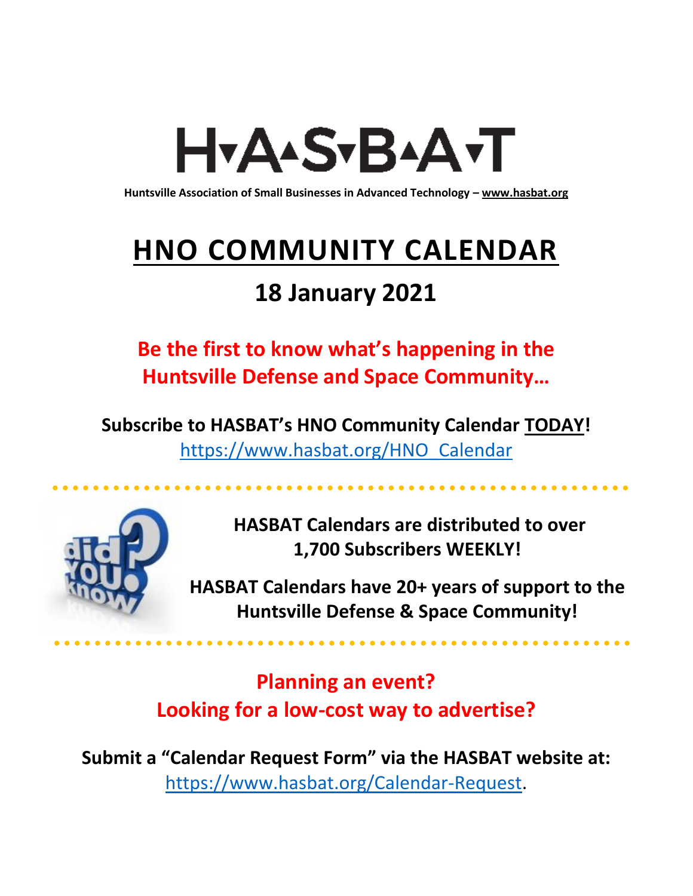# H▾A▴S▾B▴A▾T

**Huntsville Association of Small Businesses in Advanced Technology – www.hasbat.org**

# HNO COMMUNITY CALENDAR

## 18 January 2021

**Be the first to know what's happening in the Huntsville Defense and Space Community…**

**Subscribe to HASBAT's HNO Community Calendar TODAY!**
https://www.hasbat.org/HNO_Calendar

**HASBAT Calendars are distributed to over 1,700 Subscribers WEEKLY!**

**HASBAT Calendars have 20+ years of support to the Huntsville Defense & Space Community!**

**Planning an event?**
**Looking for a low-cost way to advertise?**

**Submit a "Calendar Request Form" via the HASBAT website at:**
https://www.hasbat.org/Calendar-Request.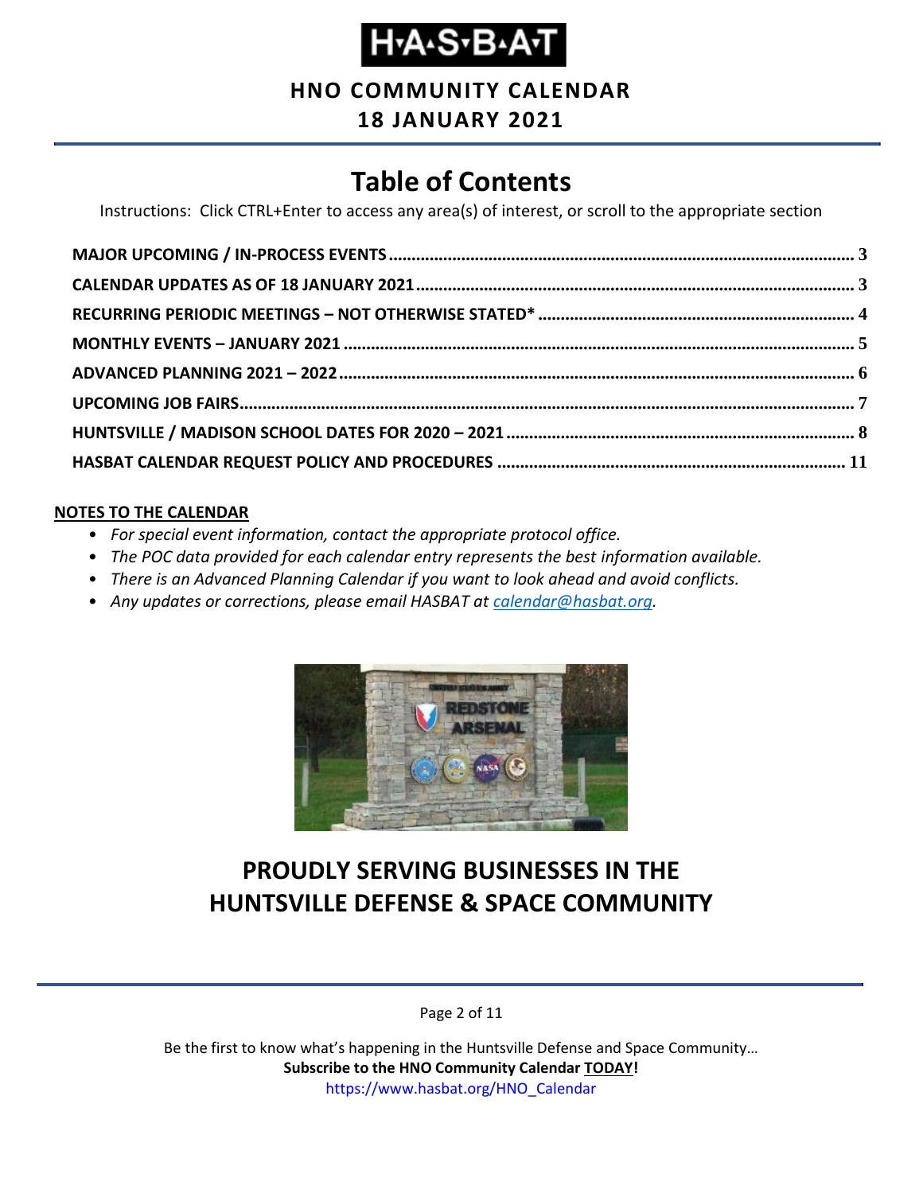# H·A·S·B·A·T

## HNO COMMUNITY CALENDAR

## 18 JANUARY 2021

# Table of Contents

Instructions: Click CTRL+Enter to access any area(s) of interest, or scroll to the appropriate section

**MAJOR UPCOMING / IN-PROCESS EVENTS** ........ 3
**CALENDAR UPDATES AS OF 18 JANUARY 2021** ........ 3
**RECURRING PERIODIC MEETINGS – NOT OTHERWISE STATED*** ........ 4
**MONTHLY EVENTS – JANUARY 2021** ........ 5
**ADVANCED PLANNING 2021 – 2022** ........ 6
**UPCOMING JOB FAIRS** ........ 7
**HUNTSVILLE / MADISON SCHOOL DATES FOR 2020 – 2021** ........ 8
**HASBAT CALENDAR REQUEST POLICY AND PROCEDURES** ........ 11

**NOTES TO THE CALENDAR**

- *For special event information, contact the appropriate protocol office.*
- *The POC data provided for each calendar entry represents the best information available.*
- *There is an Advanced Planning Calendar if you want to look ahead and avoid conflicts.*
- *Any updates or corrections, please email HASBAT at calendar@hasbat.org.*

## PROUDLY SERVING BUSINESSES IN THE HUNTSVILLE DEFENSE & SPACE COMMUNITY

Be the first to know what's happening in the Huntsville Defense and Space Community…
**Subscribe to the HNO Community Calendar TODAY!**
https://www.hasbat.org/HNO_Calendar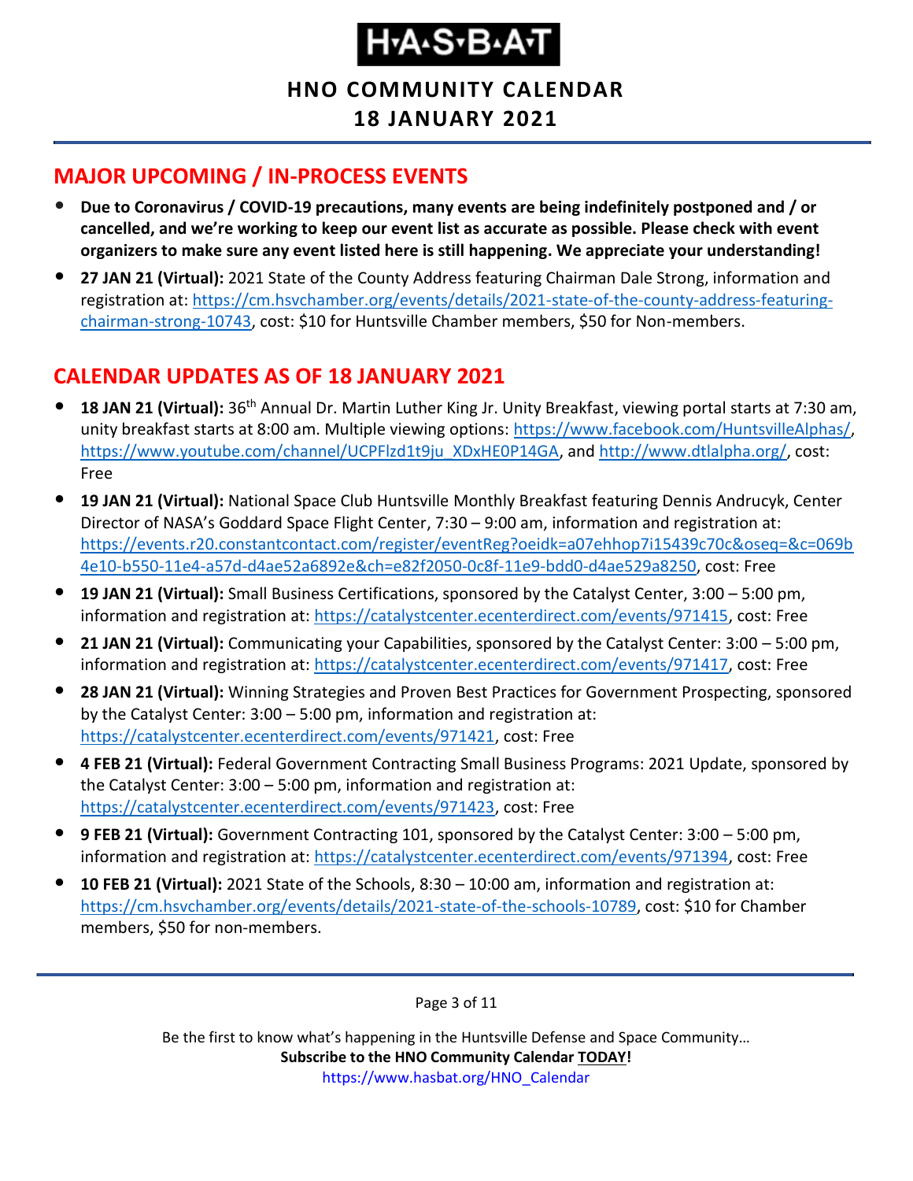# H·A·S·B·A·T

## HNO COMMUNITY CALENDAR
## 18 JANUARY 2021

## MAJOR UPCOMING / IN-PROCESS EVENTS

- **Due to Coronavirus / COVID-19 precautions, many events are being indefinitely postponed and / or cancelled, and we're working to keep our event list as accurate as possible. Please check with event organizers to make sure any event listed here is still happening. We appreciate your understanding!**
- **27 JAN 21 (Virtual):** 2021 State of the County Address featuring Chairman Dale Strong, information and registration at: https://cm.hsvchamber.org/events/details/2021-state-of-the-county-address-featuring-chairman-strong-10743, cost: $10 for Huntsville Chamber members, $50 for Non-members.

## CALENDAR UPDATES AS OF 18 JANUARY 2021

- **18 JAN 21 (Virtual):** 36th Annual Dr. Martin Luther King Jr. Unity Breakfast, viewing portal starts at 7:30 am, unity breakfast starts at 8:00 am. Multiple viewing options: https://www.facebook.com/HuntsvilleAlphas/, https://www.youtube.com/channel/UCPFlzd1t9ju_XDxHE0P14GA, and http://www.dtlalpha.org/, cost: Free
- **19 JAN 21 (Virtual):** National Space Club Huntsville Monthly Breakfast featuring Dennis Andrucyk, Center Director of NASA's Goddard Space Flight Center, 7:30 – 9:00 am, information and registration at: https://events.r20.constantcontact.com/register/eventReg?oeidk=a07ehhop7i15439c70c&oseq=&c=069b4e10-b550-11e4-a57d-d4ae52a6892e&ch=e82f2050-0c8f-11e9-bdd0-d4ae529a8250, cost: Free
- **19 JAN 21 (Virtual):** Small Business Certifications, sponsored by the Catalyst Center, 3:00 – 5:00 pm, information and registration at: https://catalystcenter.ecenterdirect.com/events/971415, cost: Free
- **21 JAN 21 (Virtual):** Communicating your Capabilities, sponsored by the Catalyst Center: 3:00 – 5:00 pm, information and registration at: https://catalystcenter.ecenterdirect.com/events/971417, cost: Free
- **28 JAN 21 (Virtual):** Winning Strategies and Proven Best Practices for Government Prospecting, sponsored by the Catalyst Center: 3:00 – 5:00 pm, information and registration at: https://catalystcenter.ecenterdirect.com/events/971421, cost: Free
- **4 FEB 21 (Virtual):** Federal Government Contracting Small Business Programs: 2021 Update, sponsored by the Catalyst Center: 3:00 – 5:00 pm, information and registration at: https://catalystcenter.ecenterdirect.com/events/971423, cost: Free
- **9 FEB 21 (Virtual):** Government Contracting 101, sponsored by the Catalyst Center: 3:00 – 5:00 pm, information and registration at: https://catalystcenter.ecenterdirect.com/events/971394, cost: Free
- **10 FEB 21 (Virtual):** 2021 State of the Schools, 8:30 – 10:00 am, information and registration at: https://cm.hsvchamber.org/events/details/2021-state-of-the-schools-10789, cost: $10 for Chamber members, $50 for non-members.

Be the first to know what's happening in the Huntsville Defense and Space Community…
**Subscribe to the HNO Community Calendar TODAY!**
https://www.hasbat.org/HNO_Calendar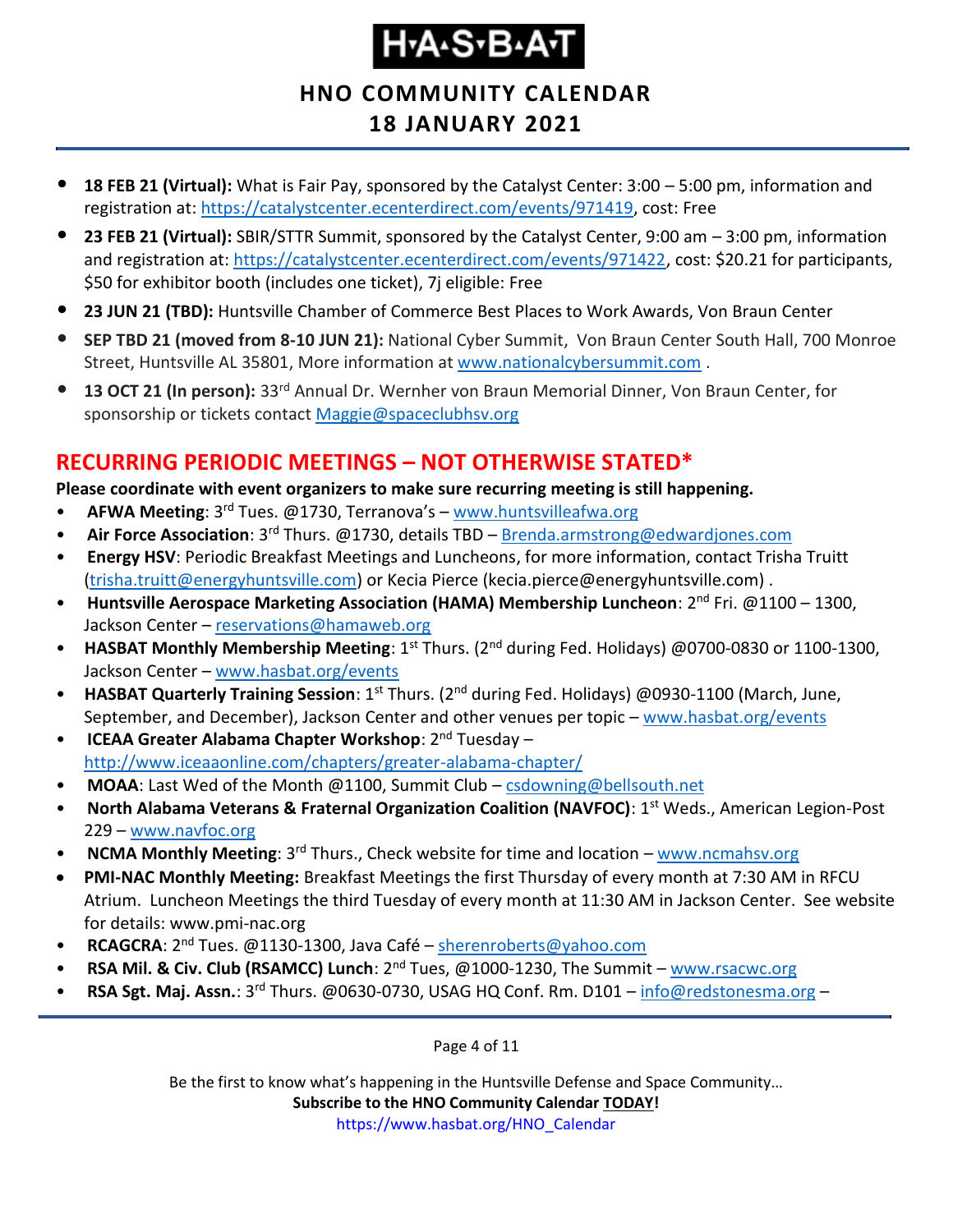- **18 FEB 21 (Virtual):** What is Fair Pay, sponsored by the Catalyst Center: 3:00 – 5:00 pm, information and registration at: https://catalystcenter.ecenterdirect.com/events/971419, cost: Free
- **23 FEB 21 (Virtual):** SBIR/STTR Summit, sponsored by the Catalyst Center, 9:00 am – 3:00 pm, information and registration at: https://catalystcenter.ecenterdirect.com/events/971422, cost: $20.21 for participants, $50 for exhibitor booth (includes one ticket), 7j eligible: Free
- **23 JUN 21 (TBD):** Huntsville Chamber of Commerce Best Places to Work Awards, Von Braun Center
- **SEP TBD 21 (moved from 8-10 JUN 21):** National Cyber Summit, Von Braun Center South Hall, 700 Monroe Street, Huntsville AL 35801, More information at www.nationalcybersummit.com .
- **13 OCT 21 (In person):** 33rd Annual Dr. Wernher von Braun Memorial Dinner, Von Braun Center, for sponsorship or tickets contact Maggie@spaceclubhsv.org

## RECURRING PERIODIC MEETINGS – NOT OTHERWISE STATED*

**Please coordinate with event organizers to make sure recurring meeting is still happening.**

- **AFWA Meeting**: 3rd Tues. @1730, Terranova's – www.huntsvilleafwa.org
- **Air Force Association**: 3rd Thurs. @1730, details TBD – Brenda.armstrong@edwardjones.com
- **Energy HSV**: Periodic Breakfast Meetings and Luncheons, for more information, contact Trisha Truitt (trisha.truitt@energyhuntsville.com) or Kecia Pierce (kecia.pierce@energyhuntsville.com) .
- **Huntsville Aerospace Marketing Association (HAMA) Membership Luncheon**: 2nd Fri. @1100 – 1300, Jackson Center – reservations@hamaweb.org
- **HASBAT Monthly Membership Meeting**: 1st Thurs. (2nd during Fed. Holidays) @0700-0830 or 1100-1300, Jackson Center – www.hasbat.org/events
- **HASBAT Quarterly Training Session**: 1st Thurs. (2nd during Fed. Holidays) @0930-1100 (March, June, September, and December), Jackson Center and other venues per topic – www.hasbat.org/events
- **ICEAA Greater Alabama Chapter Workshop**: 2nd Tuesday – http://www.iceaaonline.com/chapters/greater-alabama-chapter/
- **MOAA**: Last Wed of the Month @1100, Summit Club – csdowning@bellsouth.net
- **North Alabama Veterans & Fraternal Organization Coalition (NAVFOC)**: 1st Weds., American Legion-Post 229 – www.navfoc.org
- **NCMA Monthly Meeting**: 3rd Thurs., Check website for time and location – www.ncmahsv.org
- **PMI-NAC Monthly Meeting:** Breakfast Meetings the first Thursday of every month at 7:30 AM in RFCU Atrium. Luncheon Meetings the third Tuesday of every month at 11:30 AM in Jackson Center. See website for details: www.pmi-nac.org
- **RCAGCRA**: 2nd Tues. @1130-1300, Java Café – sherenroberts@yahoo.com
- **RSA Mil. & Civ. Club (RSAMCC) Lunch**: 2nd Tues, @1000-1230, The Summit – www.rsacwc.org
- **RSA Sgt. Maj. Assn.**: 3rd Thurs. @0630-0730, USAG HQ Conf. Rm. D101 – info@redstonesma.org –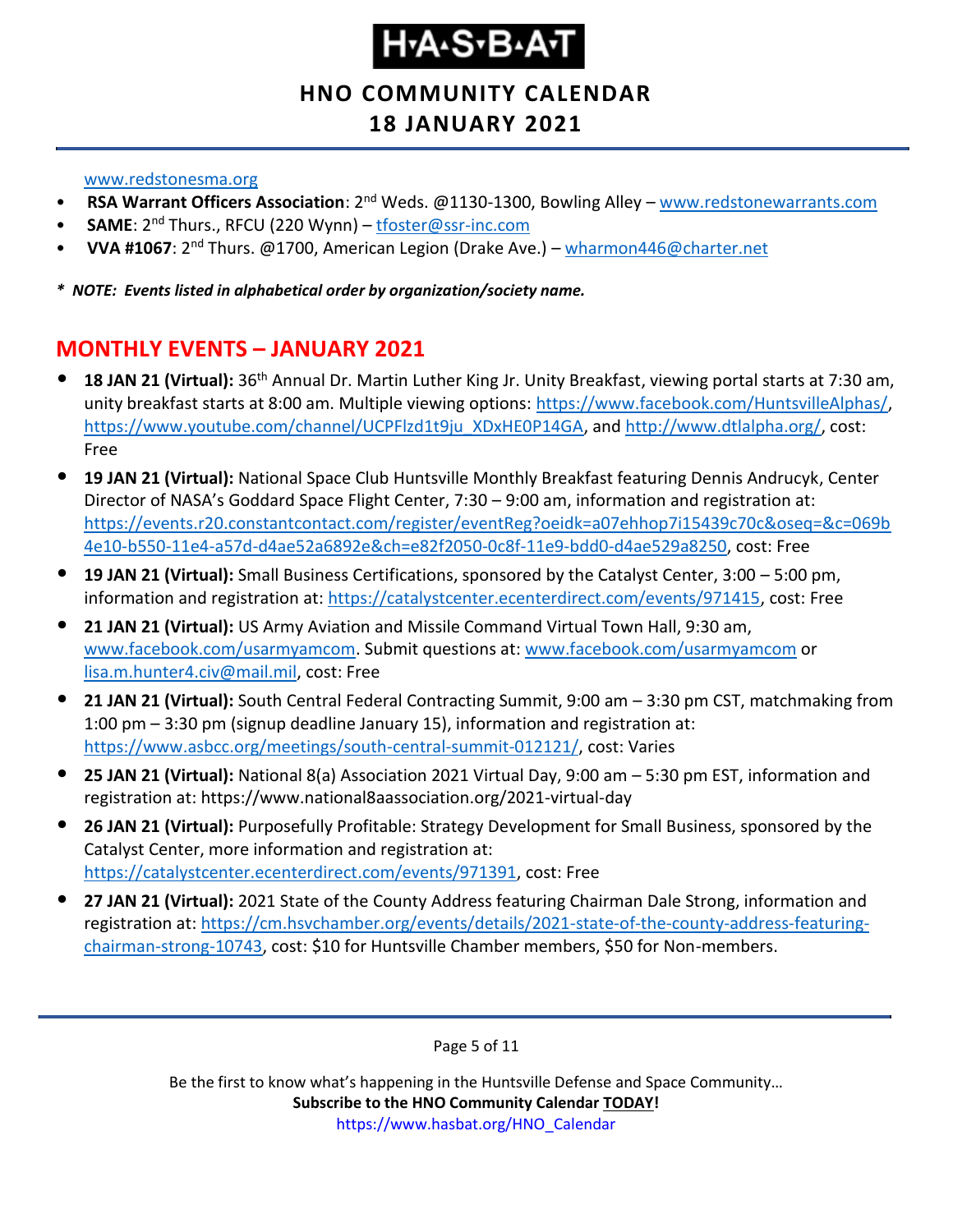www.redstonesma.org

- **RSA Warrant Officers Association**: 2nd Weds. @1130-1300, Bowling Alley – www.redstonewarrants.com
- **SAME**: 2nd Thurs., RFCU (220 Wynn) – tfoster@ssr-inc.com
- **VVA #1067**: 2nd Thurs. @1700, American Legion (Drake Ave.) – wharmon446@charter.net

*\* NOTE: Events listed in alphabetical order by organization/society name.*

## MONTHLY EVENTS – JANUARY 2021

- **18 JAN 21 (Virtual):** 36th Annual Dr. Martin Luther King Jr. Unity Breakfast, viewing portal starts at 7:30 am, unity breakfast starts at 8:00 am. Multiple viewing options: https://www.facebook.com/HuntsvilleAlphas/, https://www.youtube.com/channel/UCPFlzd1t9ju_XDxHE0P14GA, and http://www.dtlalpha.org/, cost: Free
- **19 JAN 21 (Virtual):** National Space Club Huntsville Monthly Breakfast featuring Dennis Andrucyk, Center Director of NASA's Goddard Space Flight Center, 7:30 – 9:00 am, information and registration at: https://events.r20.constantcontact.com/register/eventReg?oeidk=a07ehhop7i15439c70c&oseq=&c=069b4e10-b550-11e4-a57d-d4ae52a6892e&ch=e82f2050-0c8f-11e9-bdd0-d4ae529a8250, cost: Free
- **19 JAN 21 (Virtual):** Small Business Certifications, sponsored by the Catalyst Center, 3:00 – 5:00 pm, information and registration at: https://catalystcenter.ecenterdirect.com/events/971415, cost: Free
- **21 JAN 21 (Virtual):** US Army Aviation and Missile Command Virtual Town Hall, 9:30 am, www.facebook.com/usarmyamcom. Submit questions at: www.facebook.com/usarmyamcom or lisa.m.hunter4.civ@mail.mil, cost: Free
- **21 JAN 21 (Virtual):** South Central Federal Contracting Summit, 9:00 am – 3:30 pm CST, matchmaking from 1:00 pm – 3:30 pm (signup deadline January 15), information and registration at: https://www.asbcc.org/meetings/south-central-summit-012121/, cost: Varies
- **25 JAN 21 (Virtual):** National 8(a) Association 2021 Virtual Day, 9:00 am – 5:30 pm EST, information and registration at: https://www.national8aassociation.org/2021-virtual-day
- **26 JAN 21 (Virtual):** Purposefully Profitable: Strategy Development for Small Business, sponsored by the Catalyst Center, more information and registration at: https://catalystcenter.ecenterdirect.com/events/971391, cost: Free
- **27 JAN 21 (Virtual):** 2021 State of the County Address featuring Chairman Dale Strong, information and registration at: https://cm.hsvchamber.org/events/details/2021-state-of-the-county-address-featuring-chairman-strong-10743, cost: $10 for Huntsville Chamber members, $50 for Non-members.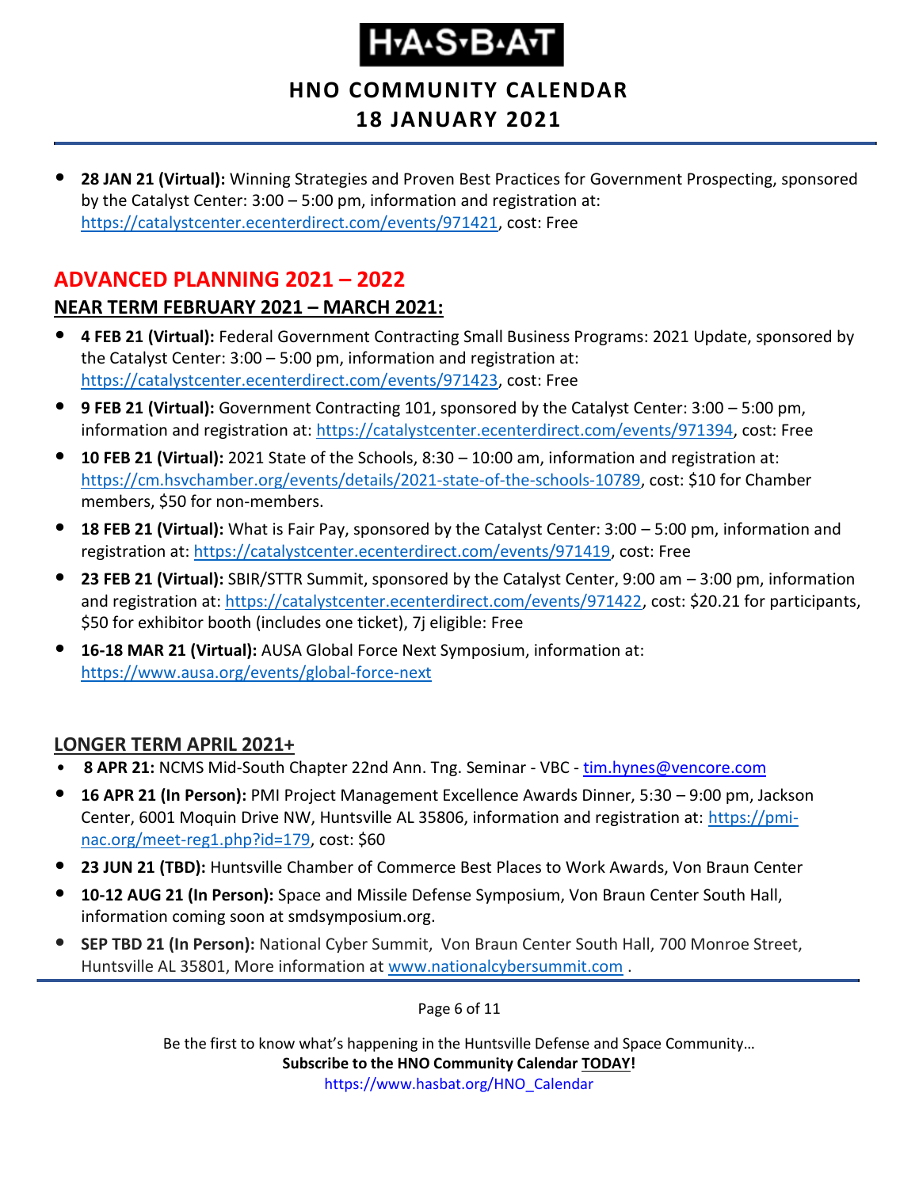- **28 JAN 21 (Virtual):** Winning Strategies and Proven Best Practices for Government Prospecting, sponsored by the Catalyst Center: 3:00 – 5:00 pm, information and registration at: https://catalystcenter.ecenterdirect.com/events/971421, cost: Free

## ADVANCED PLANNING 2021 – 2022

### NEAR TERM FEBRUARY 2021 – MARCH 2021:

- **4 FEB 21 (Virtual):** Federal Government Contracting Small Business Programs: 2021 Update, sponsored by the Catalyst Center: 3:00 – 5:00 pm, information and registration at: https://catalystcenter.ecenterdirect.com/events/971423, cost: Free
- **9 FEB 21 (Virtual):** Government Contracting 101, sponsored by the Catalyst Center: 3:00 – 5:00 pm, information and registration at: https://catalystcenter.ecenterdirect.com/events/971394, cost: Free
- **10 FEB 21 (Virtual):** 2021 State of the Schools, 8:30 – 10:00 am, information and registration at: https://cm.hsvchamber.org/events/details/2021-state-of-the-schools-10789, cost: $10 for Chamber members, $50 for non-members.
- **18 FEB 21 (Virtual):** What is Fair Pay, sponsored by the Catalyst Center: 3:00 – 5:00 pm, information and registration at: https://catalystcenter.ecenterdirect.com/events/971419, cost: Free
- **23 FEB 21 (Virtual):** SBIR/STTR Summit, sponsored by the Catalyst Center, 9:00 am – 3:00 pm, information and registration at: https://catalystcenter.ecenterdirect.com/events/971422, cost: $20.21 for participants, $50 for exhibitor booth (includes one ticket), 7j eligible: Free
- **16-18 MAR 21 (Virtual):** AUSA Global Force Next Symposium, information at: https://www.ausa.org/events/global-force-next

### LONGER TERM APRIL 2021+

- **8 APR 21:** NCMS Mid-South Chapter 22nd Ann. Tng. Seminar - VBC - tim.hynes@vencore.com
- **16 APR 21 (In Person):** PMI Project Management Excellence Awards Dinner, 5:30 – 9:00 pm, Jackson Center, 6001 Moquin Drive NW, Huntsville AL 35806, information and registration at: https://pmi-nac.org/meet-reg1.php?id=179, cost: $60
- **23 JUN 21 (TBD):** Huntsville Chamber of Commerce Best Places to Work Awards, Von Braun Center
- **10-12 AUG 21 (In Person):** Space and Missile Defense Symposium, Von Braun Center South Hall, information coming soon at smdsymposium.org.
- **SEP TBD 21 (In Person):** National Cyber Summit, Von Braun Center South Hall, 700 Monroe Street, Huntsville AL 35801, More information at www.nationalcybersummit.com .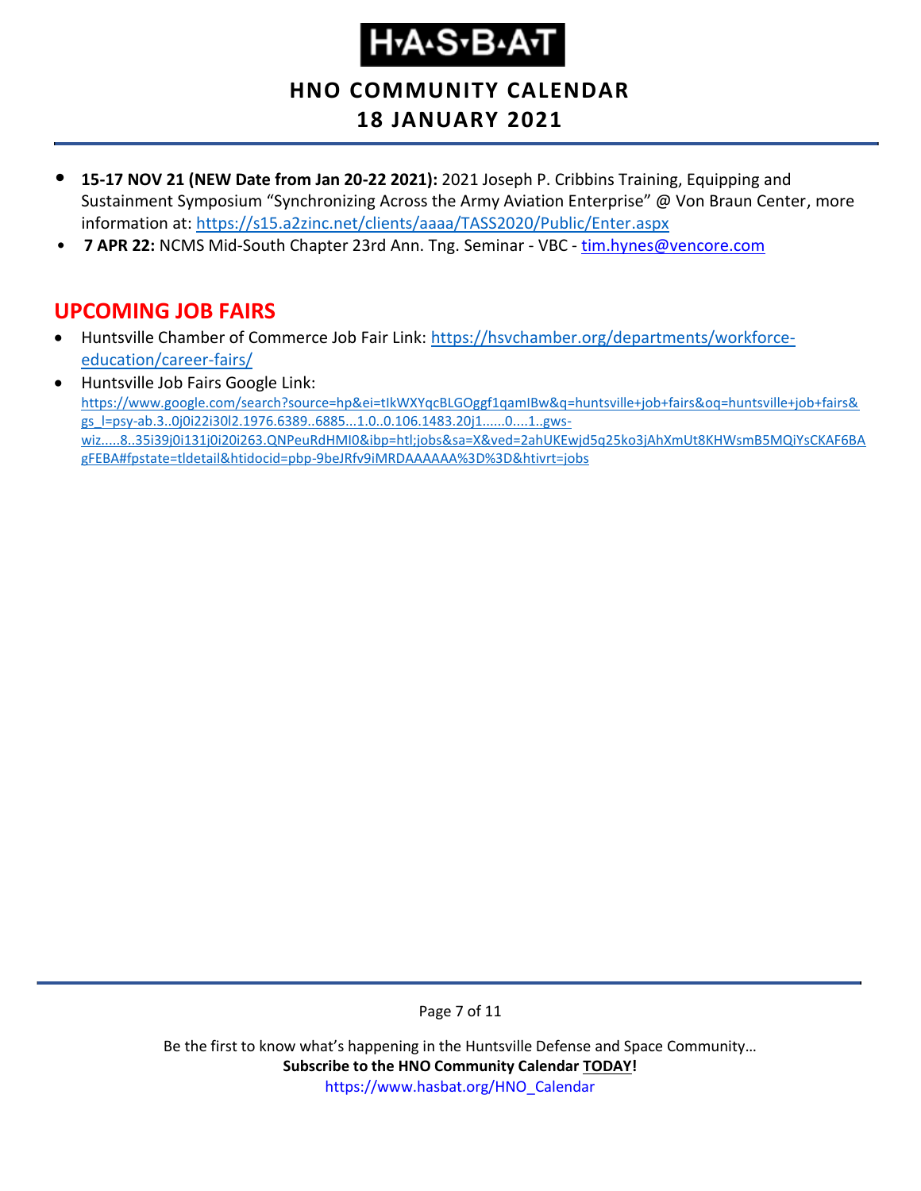- **15-17 NOV 21 (NEW Date from Jan 20-22 2021):** 2021 Joseph P. Cribbins Training, Equipping and Sustainment Symposium "Synchronizing Across the Army Aviation Enterprise" @ Von Braun Center, more information at: https://s15.a2zinc.net/clients/aaaa/TASS2020/Public/Enter.aspx
- **7 APR 22:** NCMS Mid-South Chapter 23rd Ann. Tng. Seminar - VBC - tim.hynes@vencore.com

## UPCOMING JOB FAIRS

- Huntsville Chamber of Commerce Job Fair Link: https://hsvchamber.org/departments/workforce-education/career-fairs/
- Huntsville Job Fairs Google Link: https://www.google.com/search?source=hp&ei=tIkWXYqcBLGOggf1qamIBw&q=huntsville+job+fairs&oq=huntsville+job+fairs&gs_l=psy-ab.3..0j0i22i30l2.1976.6389..6885...1.0..0.106.1483.20j1......0....1..gws-wiz.....8..35i39j0i131j0i20i263.QNPeuRdHMI0&ibp=htl;jobs&sa=X&ved=2ahUKEwjd5q25ko3jAhXmUt8KHWsmB5MQiYsCKAF6BAgFEBA#fpstate=tldetail&htidocid=pbp-9beJRfv9iMRDAAAAAA%3D%3D&htivrt=jobs

Be the first to know what's happening in the Huntsville Defense and Space Community…
**Subscribe to the HNO Community Calendar TODAY!**
https://www.hasbat.org/HNO_Calendar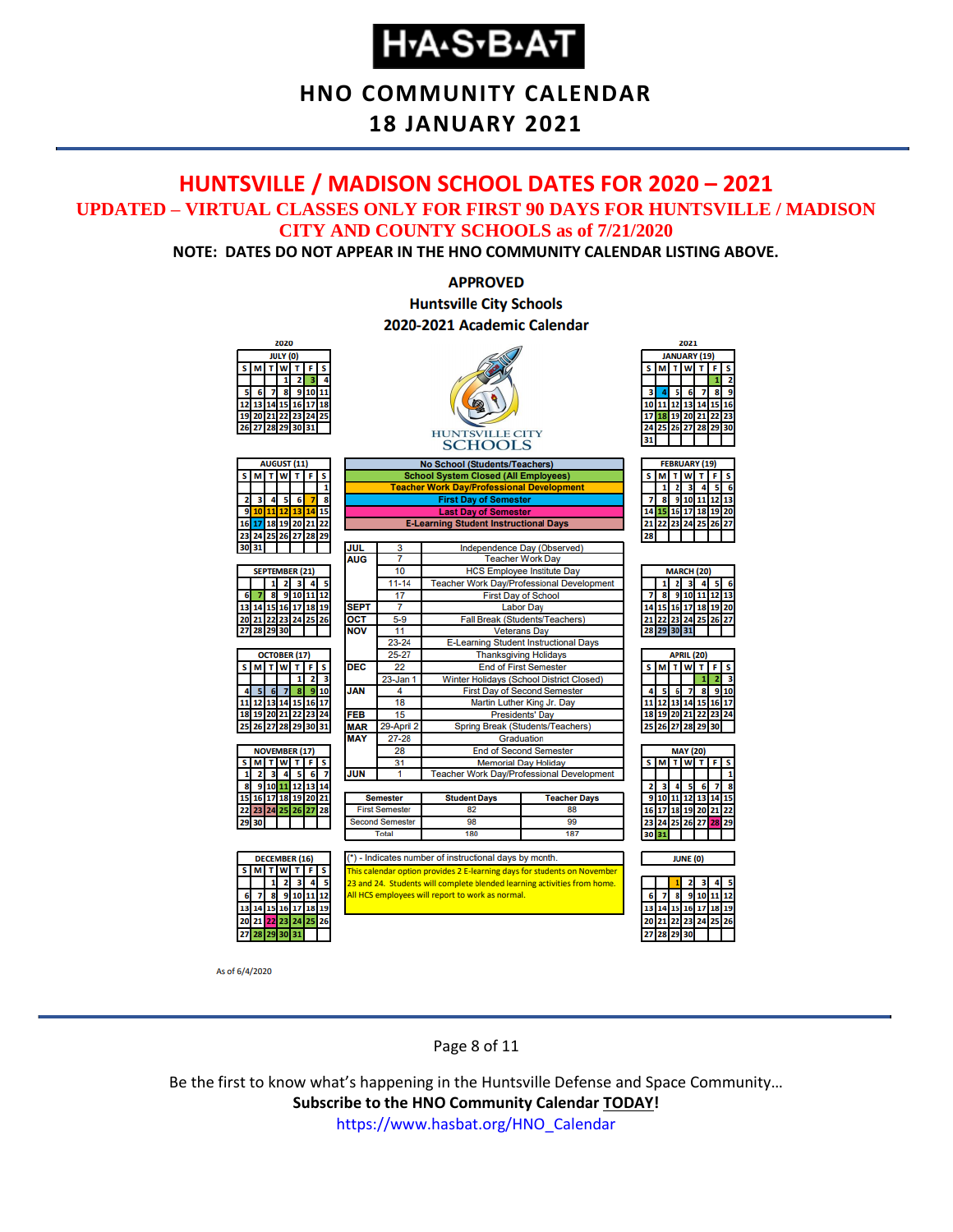# H·A·S·B·A·T

## HNO COMMUNITY CALENDAR

## 18 JANUARY 2021

## HUNTSVILLE / MADISON SCHOOL DATES FOR 2020 – 2021

**UPDATED – VIRTUAL CLASSES ONLY FOR FIRST 90 DAYS FOR HUNTSVILLE / MADISON CITY AND COUNTY SCHOOLS as of 7/21/2020**

**NOTE: DATES DO NOT APPEAR IN THE HNO COMMUNITY CALENDAR LISTING ABOVE.**

### APPROVED
### Huntsville City Schools
### 2020-2021 Academic Calendar

HUNTSVILLE CITY SCHOOLS

**Legend:**
- No School (Students/Teachers)
- School System Closed (All Employees)
- Teacher Work Day/Professional Development
- First Day of Semester
- Last Day of Semester
- E-Learning Student Instructional Days

| Month | Date | Event |
|---|---|---|
| JUL | 3 | Independence Day (Observed) |
| AUG | 7 | Teacher Work Day |
| | 10 | HCS Employee Institute Day |
| | 11-14 | Teacher Work Day/Professional Development |
| | 17 | First Day of School |
| SEPT | 7 | Labor Day |
| OCT | 5-9 | Fall Break (Students/Teachers) |
| NOV | 11 | Veterans Day |
| | 23-24 | E-Learning Student Instructional Days |
| | 25-27 | Thanksgiving Holidays |
| DEC | 22 | End of First Semester |
| | 23-Jan 1 | Winter Holidays (School District Closed) |
| JAN | 4 | First Day of Second Semester |
| | 18 | Martin Luther King Jr. Day |
| FEB | 15 | Presidents' Day |
| MAR | 29-April 2 | Spring Break (Students/Teachers) |
| MAY | 27-28 | Graduation |
| | 28 | End of Second Semester |
| | 31 | Memorial Day Holiday |
| JUN | 1 | Teacher Work Day/Professional Development |

| Semester | Student Days | Teacher Days |
|---|---|---|
| First Semester | 82 | 88 |
| Second Semester | 98 | 99 |
| Total | 180 | 187 |

(*) - Indicates number of instructional days by month.

This calendar option provides 2 E-learning days for students on November 23 and 24. Students will complete blended learning activities from home. All HCS employees will report to work as normal.

**Instructional days by month:**

2020: JULY (0), AUGUST (11), SEPTEMBER (21), OCTOBER (17), NOVEMBER (17), DECEMBER (16)

2021: JANUARY (19), FEBRUARY (19), MARCH (20), APRIL (20), MAY (20), JUNE (0)

As of 6/4/2020

Be the first to know what's happening in the Huntsville Defense and Space Community…

**Subscribe to the HNO Community Calendar TODAY!**

https://www.hasbat.org/HNO_Calendar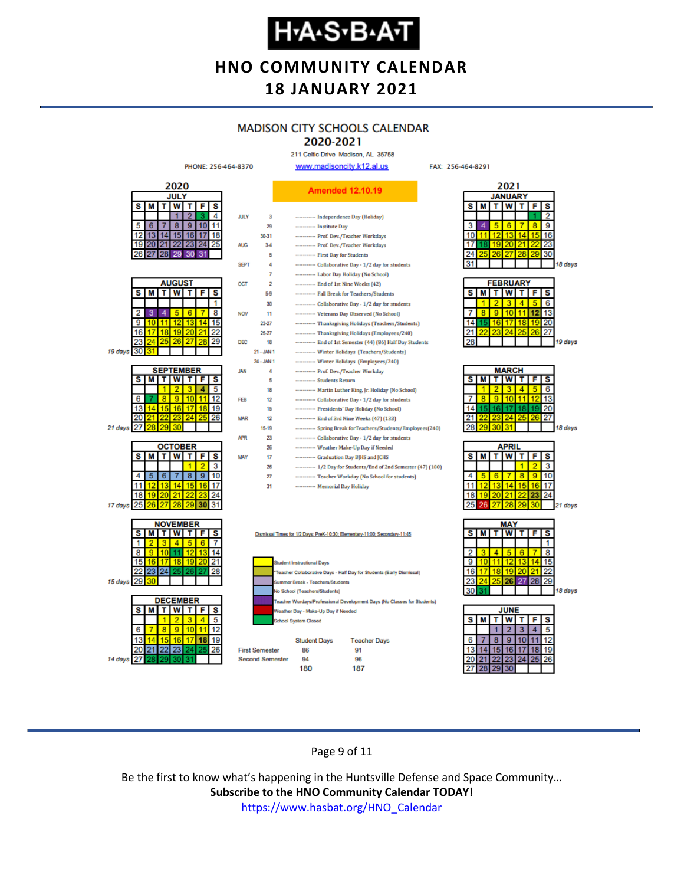# MADISON CITY SCHOOLS CALENDAR
## 2020-2021

211 Celtic Drive Madison, AL 35758

PHONE: 256-464-8370 | www.madisoncity.k12.al.us | FAX: 256-464-8291

**Amended 12.10.19**

| Month | Date | Event |
|---|---|---|
| JULY | 3 | Independence Day (Holiday) |
| | 29 | Institute Day |
| | 30-31 | Prof. Dev./Teacher Workdays |
| AUG | 3-4 | Prof. Dev./Teacher Workdays |
| | 5 | First Day for Students |
| SEPT | 4 | Collaborative Day - 1/2 day for students |
| | 7 | Labor Day Holiday (No School) |
| OCT | 2 | End of 1st Nine Weeks (42) |
| | 5-9 | Fall Break for Teachers/Students |
| | 30 | Collaborative Day - 1/2 day for students |
| NOV | 11 | Veterans Day Observed (No School) |
| | 23-27 | Thanksgiving Holidays (Teachers/Students) |
| | 25-27 | Thanksgiving Holidays (Employees/240) |
| DEC | 18 | End of 1st Semester (44) (86) Half Day Students |
| | 21 - JAN 1 | Winter Holidays (Teachers/Students) |
| | 24 - JAN 1 | Winter Holidays (Employees/240) |
| JAN | 4 | Prof. Dev./Teacher Workday |
| | 5 | Students Return |
| | 18 | Martin Luther King, Jr. Holiday (No School) |
| FEB | 12 | Collaborative Day - 1/2 day for students |
| | 15 | Presidents' Day Holiday (No School) |
| MAR | 12 | End of 3rd Nine Weeks (47) (133) |
| | 15-19 | Spring Break for Teachers/Students/Employees(240) |
| APR | 23 | Collaborative Day - 1/2 day for students |
| | 26 | Weather Make-Up Day if Needed |
| MAY | 17 | Graduation Day BJHS and JCHS |
| | 26 | 1/2 Day for Students/End of 2nd Semester (47) (180) |
| | 27 | Teacher Workday (No School for students) |
| | 31 | Memorial Day Holiday |

Student instructional days per month: July/August – 19 days; September – 21 days; October – 17 days; November – 15 days; December – 14 days; January – 18 days; February – 19 days; March – 18 days; April – 21 days; May – 18 days.

Dismissal Times for 1/2 Days: PreK-10:30; Elementary-11:00; Secondary-11:45

**Legend:**
- Student Instructional Days
- *Teacher Collaborative Days - Half Day for Students (Early Dismissal)
- Summer Break - Teachers/Students
- No School (Teachers/Students)
- Teacher Wordays/Professional Development Days (No Classes for Students)
- Weather Day - Make-Up Day if Needed
- School System Closed

| | Student Days | Teacher Days |
|---|---|---|
| First Semester | 86 | 91 |
| Second Semester | 94 | 96 |
| | 180 | 187 |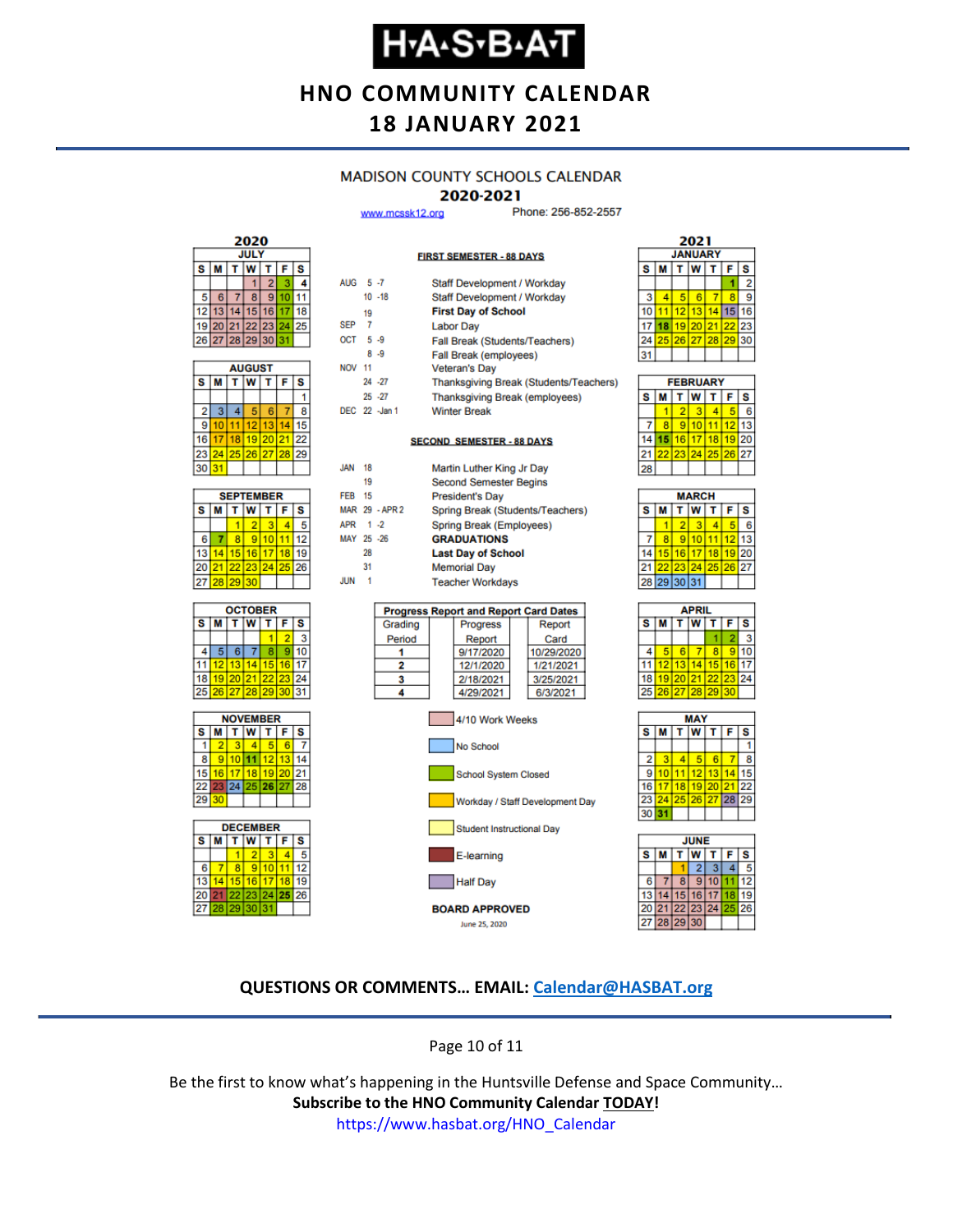# H·A·S·B·A·T

## HNO COMMUNITY CALENDAR
## 18 JANUARY 2021

### MADISON COUNTY SCHOOLS CALENDAR
### 2020-2021

www.mcssk12.org Phone: 256-852-2557

**FIRST SEMESTER - 88 DAYS**

| | | |
|---|---|---|
| AUG | 5 -7 | Staff Development / Workday |
| | 10 -18 | Staff Development / Workday |
| | 19 | **First Day of School** |
| SEP | 7 | Labor Day |
| OCT | 5 -9 | Fall Break (Students/Teachers) |
| | 8 -9 | Fall Break (employees) |
| NOV | 11 | Veteran's Day |
| | 24 -27 | Thanksgiving Break (Students/Teachers) |
| | 25 -27 | Thanksgiving Break (employees) |
| DEC | 22 -Jan 1 | Winter Break |

**SECOND SEMESTER - 88 DAYS**

| | | |
|---|---|---|
| JAN | 18 | Martin Luther King Jr Day |
| | 19 | Second Semester Begins |
| FEB | 15 | President's Day |
| MAR | 29 - APR 2 | Spring Break (Students/Teachers) |
| APR | 1 -2 | Spring Break (Employees) |
| MAY | 25 -26 | **GRADUATIONS** |
| | 28 | **Last Day of School** |
| | 31 | Memorial Day |
| JUN | 1 | Teacher Workdays |

**Progress Report and Report Card Dates**

| Grading Period | Progress Report | Report Card |
|---|---|---|
| 1 | 9/17/2020 | 10/29/2020 |
| 2 | 12/1/2020 | 1/21/2021 |
| 3 | 2/18/2021 | 3/25/2021 |
| 4 | 4/29/2021 | 6/3/2021 |

Legend:
- 4/10 Work Weeks
- No School
- School System Closed
- Workday / Staff Development Day
- Student Instructional Day
- E-learning
- Half Day

**BOARD APPROVED**

June 25, 2020

**2020**

JULY

| S | M | T | W | T | F | S |
|---|---|---|---|---|---|---|
| | | | 1 | 2 | 3 | 4 |
| 5 | 6 | 7 | 8 | 9 | 10 | 11 |
| 12 | 13 | 14 | 15 | 16 | 17 | 18 |
| 19 | 20 | 21 | 22 | 23 | 24 | 25 |
| 26 | 27 | 28 | 29 | 30 | 31 | |

AUGUST

| S | M | T | W | T | F | S |
|---|---|---|---|---|---|---|
| | | | | | | 1 |
| 2 | 3 | 4 | 5 | 6 | 7 | 8 |
| 9 | 10 | 11 | 12 | 13 | 14 | 15 |
| 16 | 17 | 18 | 19 | 20 | 21 | 22 |
| 23 | 24 | 25 | 26 | 27 | 28 | 29 |
| 30 | 31 | | | | | |

SEPTEMBER

| S | M | T | W | T | F | S |
|---|---|---|---|---|---|---|
| | | 1 | 2 | 3 | 4 | 5 |
| 6 | 7 | 8 | 9 | 10 | 11 | 12 |
| 13 | 14 | 15 | 16 | 17 | 18 | 19 |
| 20 | 21 | 22 | 23 | 24 | 25 | 26 |
| 27 | 28 | 29 | 30 | | | |

OCTOBER

| S | M | T | W | T | F | S |
|---|---|---|---|---|---|---|
| | | | | 1 | 2 | 3 |
| 4 | 5 | 6 | 7 | 8 | 9 | 10 |
| 11 | 12 | 13 | 14 | 15 | 16 | 17 |
| 18 | 19 | 20 | 21 | 22 | 23 | 24 |
| 25 | 26 | 27 | 28 | 29 | 30 | 31 |

NOVEMBER

| S | M | T | W | T | F | S |
|---|---|---|---|---|---|---|
| 1 | 2 | 3 | 4 | 5 | 6 | 7 |
| 8 | 9 | 10 | 11 | 12 | 13 | 14 |
| 15 | 16 | 17 | 18 | 19 | 20 | 21 |
| 22 | 23 | 24 | 25 | 26 | 27 | 28 |
| 29 | 30 | | | | | |

DECEMBER

| S | M | T | W | T | F | S |
|---|---|---|---|---|---|---|
| | | 1 | 2 | 3 | 4 | 5 |
| 6 | 7 | 8 | 9 | 10 | 11 | 12 |
| 13 | 14 | 15 | 16 | 17 | 18 | 19 |
| 20 | 21 | 22 | 23 | 24 | 25 | 26 |
| 27 | 28 | 29 | 30 | 31 | | |

**2021**

JANUARY

| S | M | T | W | T | F | S |
|---|---|---|---|---|---|---|
| | | | | | 1 | 2 |
| 3 | 4 | 5 | 6 | 7 | 8 | 9 |
| 10 | 11 | 12 | 13 | 14 | 15 | 16 |
| 17 | 18 | 19 | 20 | 21 | 22 | 23 |
| 24 | 25 | 26 | 27 | 28 | 29 | 30 |
| 31 | | | | | | |

FEBRUARY

| S | M | T | W | T | F | S |
|---|---|---|---|---|---|---|
| | 1 | 2 | 3 | 4 | 5 | 6 |
| 7 | 8 | 9 | 10 | 11 | 12 | 13 |
| 14 | 15 | 16 | 17 | 18 | 19 | 20 |
| 21 | 22 | 23 | 24 | 25 | 26 | 27 |
| 28 | | | | | | |

MARCH

| S | M | T | W | T | F | S |
|---|---|---|---|---|---|---|
| | 1 | 2 | 3 | 4 | 5 | 6 |
| 7 | 8 | 9 | 10 | 11 | 12 | 13 |
| 14 | 15 | 16 | 17 | 18 | 19 | 20 |
| 21 | 22 | 23 | 24 | 25 | 26 | 27 |
| 28 | 29 | 30 | 31 | | | |

APRIL

| S | M | T | W | T | F | S |
|---|---|---|---|---|---|---|
| | | | | 1 | 2 | 3 |
| 4 | 5 | 6 | 7 | 8 | 9 | 10 |
| 11 | 12 | 13 | 14 | 15 | 16 | 17 |
| 18 | 19 | 20 | 21 | 22 | 23 | 24 |
| 25 | 26 | 27 | 28 | 29 | 30 | |

MAY

| S | M | T | W | T | F | S |
|---|---|---|---|---|---|---|
| | | | | | | 1 |
| 2 | 3 | 4 | 5 | 6 | 7 | 8 |
| 9 | 10 | 11 | 12 | 13 | 14 | 15 |
| 16 | 17 | 18 | 19 | 20 | 21 | 22 |
| 23 | 24 | 25 | 26 | 27 | 28 | 29 |
| 30 | 31 | | | | | |

JUNE

| S | M | T | W | T | F | S |
|---|---|---|---|---|---|---|
| | | 1 | 2 | 3 | 4 | 5 |
| 6 | 7 | 8 | 9 | 10 | 11 | 12 |
| 13 | 14 | 15 | 16 | 17 | 18 | 19 |
| 20 | 21 | 22 | 23 | 24 | 25 | 26 |
| 27 | 28 | 29 | 30 | | | |

**QUESTIONS OR COMMENTS… EMAIL: Calendar@HASBAT.org**

Be the first to know what's happening in the Huntsville Defense and Space Community…
**Subscribe to the HNO Community Calendar TODAY!**
https://www.hasbat.org/HNO_Calendar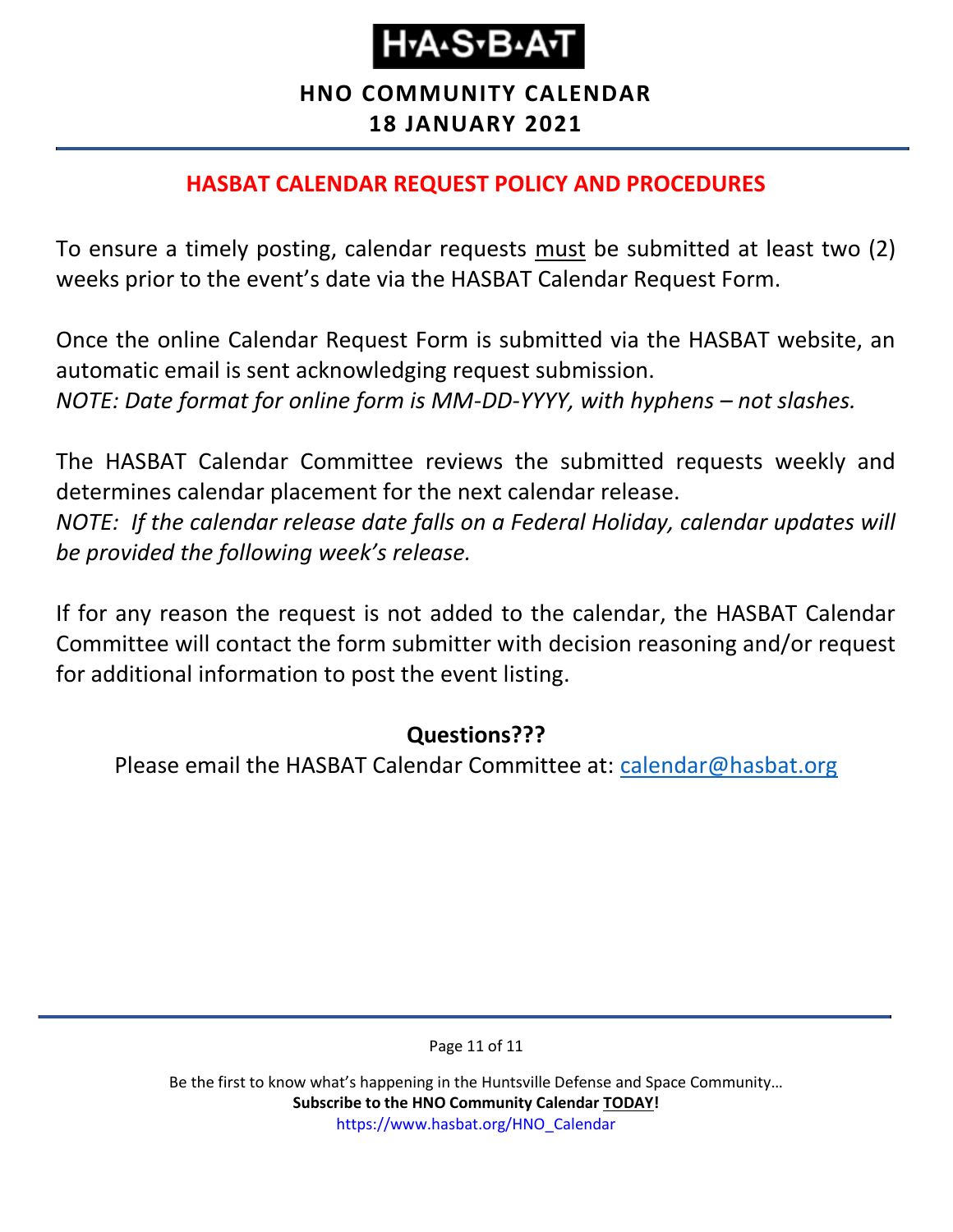## HASBAT CALENDAR REQUEST POLICY AND PROCEDURES

To ensure a timely posting, calendar requests must be submitted at least two (2) weeks prior to the event's date via the HASBAT Calendar Request Form.

Once the online Calendar Request Form is submitted via the HASBAT website, an automatic email is sent acknowledging request submission.
*NOTE: Date format for online form is MM-DD-YYYY, with hyphens – not slashes.*

The HASBAT Calendar Committee reviews the submitted requests weekly and determines calendar placement for the next calendar release.
*NOTE: If the calendar release date falls on a Federal Holiday, calendar updates will be provided the following week's release.*

If for any reason the request is not added to the calendar, the HASBAT Calendar Committee will contact the form submitter with decision reasoning and/or request for additional information to post the event listing.

**Questions???**

Please email the HASBAT Calendar Committee at: calendar@hasbat.org